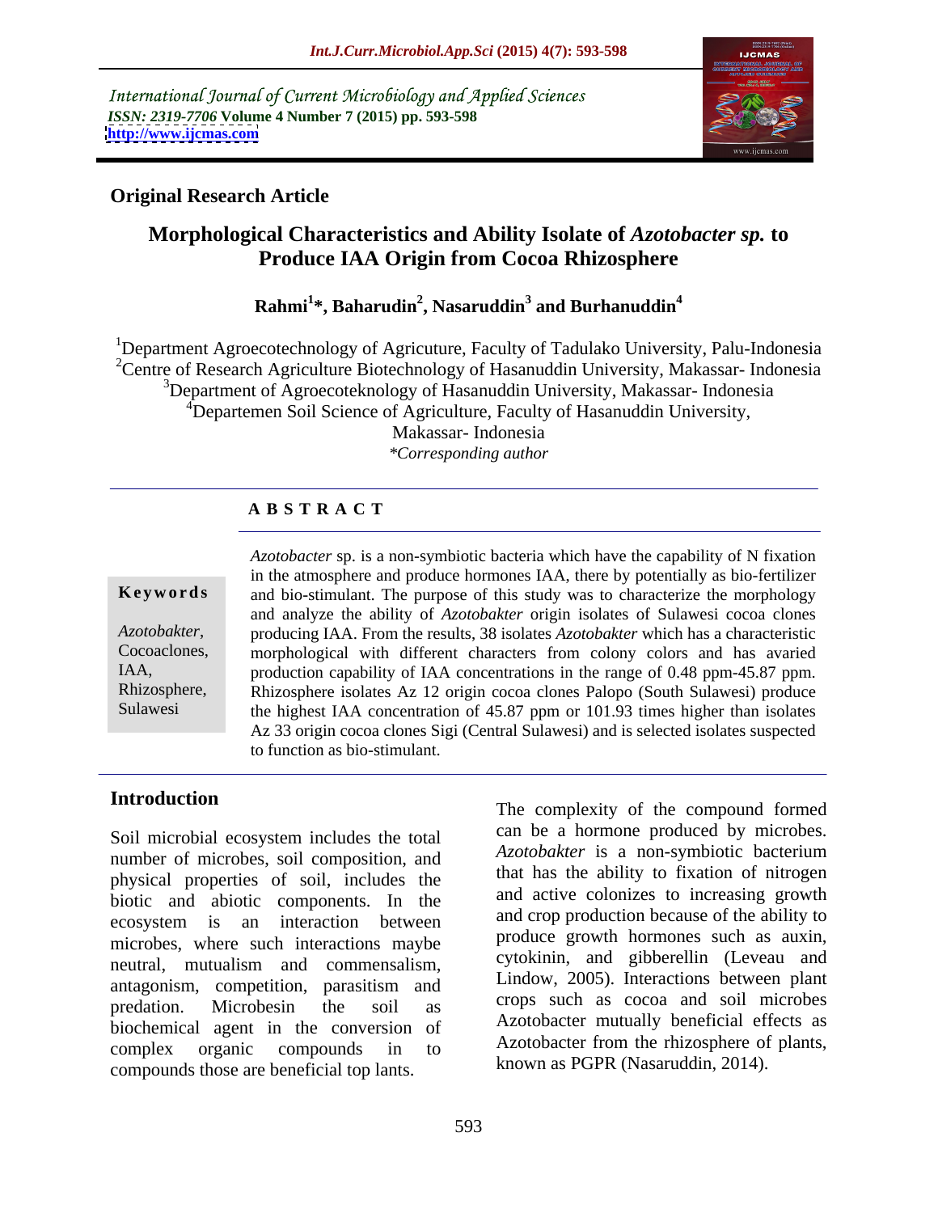International Journal of Current Microbiology and Applied Sciences
*ISSN: 2319-7706* **Volume 4 Number 7 (2015) pp. 593-598**
**http://www.ijcmas.com**

**Original Research Article**

# Morphological Characteristics and Ability Isolate of *Azotobacter sp.* to Produce IAA Origin from Cocoa Rhizosphere

**Rahmi[1]*, Baharudin[2], Nasaruddin[3] and Burhanuddin[4]**

[1]Department Agroecotechnology of Agricuture, Faculty of Tadulako University, Palu-Indonesia
[2]Centre of Research Agriculture Biotechnology of Hasanuddin University, Makassar- Indonesia
[3]Department of Agroecoteknology of Hasanuddin University, Makassar- Indonesia
[4]Departemen Soil Science of Agriculture, Faculty of Hasanuddin University, Makassar- Indonesia

*\*Corresponding author*

## ABSTRACT

**Keywords**

*Azotobakter*, Cocoaclones, IAA, Rhizosphere, Sulawesi

*Azotobacter* sp. is a non-symbiotic bacteria which have the capability of N fixation in the atmosphere and produce hormones IAA, there by potentially as bio-fertilizer and bio-stimulant. The purpose of this study was to characterize the morphology and analyze the ability of *Azotobakter* origin isolates of Sulawesi cocoa clones producing IAA. From the results, 38 isolates *Azotobakter* which has a characteristic morphological with different characters from colony colors and has avaried production capability of IAA concentrations in the range of 0.48 ppm-45.87 ppm. Rhizosphere isolates Az 12 origin cocoa clones Palopo (South Sulawesi) produce the highest IAA concentration of 45.87 ppm or 101.93 times higher than isolates Az 33 origin cocoa clones Sigi (Central Sulawesi) and is selected isolates suspected to function as bio-stimulant.

## Introduction

Soil microbial ecosystem includes the total number of microbes, soil composition, and physical properties of soil, includes the biotic and abiotic components. In the ecosystem is an interaction between microbes, where such interactions maybe neutral, mutualism and commensalism, antagonism, competition, parasitism and predation. Microbesin the soil as biochemical agent in the conversion of complex organic compounds in to compounds those are beneficial top lants.

The complexity of the compound formed can be a hormone produced by microbes. *Azotobakter* is a non-symbiotic bacterium that has the ability to fixation of nitrogen and active colonizes to increasing growth and crop production because of the ability to produce growth hormones such as auxin, cytokinin, and gibberellin (Leveau and Lindow, 2005). Interactions between plant crops such as cocoa and soil microbes Azotobacter mutually beneficial effects as Azotobacter from the rhizosphere of plants, known as PGPR (Nasaruddin, 2014).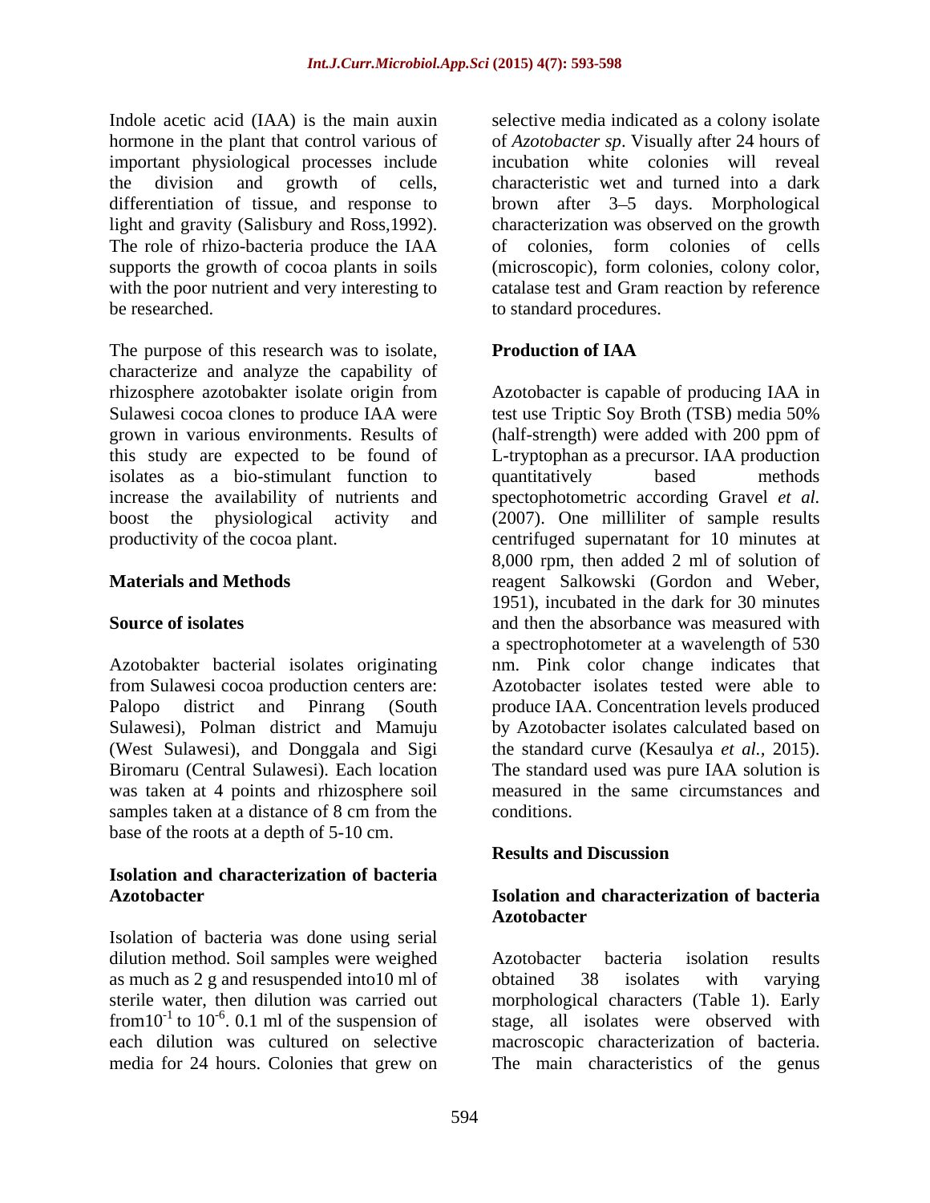Indole acetic acid (IAA) is the main auxin hormone in the plant that control various of important physiological processes include the division and growth of cells, differentiation of tissue, and response to light and gravity (Salisbury and Ross,1992). The role of rhizo-bacteria produce the IAA supports the growth of cocoa plants in soils with the poor nutrient and very interesting to be researched.

The purpose of this research was to isolate, characterize and analyze the capability of rhizosphere azotobakter isolate origin from Sulawesi cocoa clones to produce IAA were grown in various environments. Results of this study are expected to be found of isolates as a bio-stimulant function to increase the availability of nutrients and boost the physiological activity and productivity of the cocoa plant.

## Materials and Methods

### Source of isolates

Azotobakter bacterial isolates originating from Sulawesi cocoa production centers are: Palopo district and Pinrang (South Sulawesi), Polman district and Mamuju (West Sulawesi), and Donggala and Sigi Biromaru (Central Sulawesi). Each location was taken at 4 points and rhizosphere soil samples taken at a distance of 8 cm from the base of the roots at a depth of 5-10 cm.

### Isolation and characterization of bacteria Azotobacter

Isolation of bacteria was done using serial dilution method. Soil samples were weighed as much as 2 g and resuspended into10 ml of sterile water, then dilution was carried out from$10^{-1}$ to $10^{-6}$. 0.1 ml of the suspension of each dilution was cultured on selective media for 24 hours. Colonies that grew on selective media indicated as a colony isolate of *Azotobacter sp*. Visually after 24 hours of incubation white colonies will reveal characteristic wet and turned into a dark brown after 3–5 days. Morphological characterization was observed on the growth of colonies, form colonies of cells (microscopic), form colonies, colony color, catalase test and Gram reaction by reference to standard procedures.

### Production of IAA

Azotobacter is capable of producing IAA in test use Triptic Soy Broth (TSB) media 50% (half-strength) were added with 200 ppm of L-tryptophan as a precursor. IAA production quantitatively based methods spectophotometric according Gravel *et al.* (2007). One milliliter of sample results centrifuged supernatant for 10 minutes at 8,000 rpm, then added 2 ml of solution of reagent Salkowski (Gordon and Weber, 1951), incubated in the dark for 30 minutes and then the absorbance was measured with a spectrophotometer at a wavelength of 530 nm. Pink color change indicates that Azotobacter isolates tested were able to produce IAA. Concentration levels produced by Azotobacter isolates calculated based on the standard curve (Kesaulya *et al.*, 2015). The standard used was pure IAA solution is measured in the same circumstances and conditions.

## Results and Discussion

### Isolation and characterization of bacteria Azotobacter

Azotobacter bacteria isolation results obtained 38 isolates with varying morphological characters (Table 1). Early stage, all isolates were observed with macroscopic characterization of bacteria. The main characteristics of the genus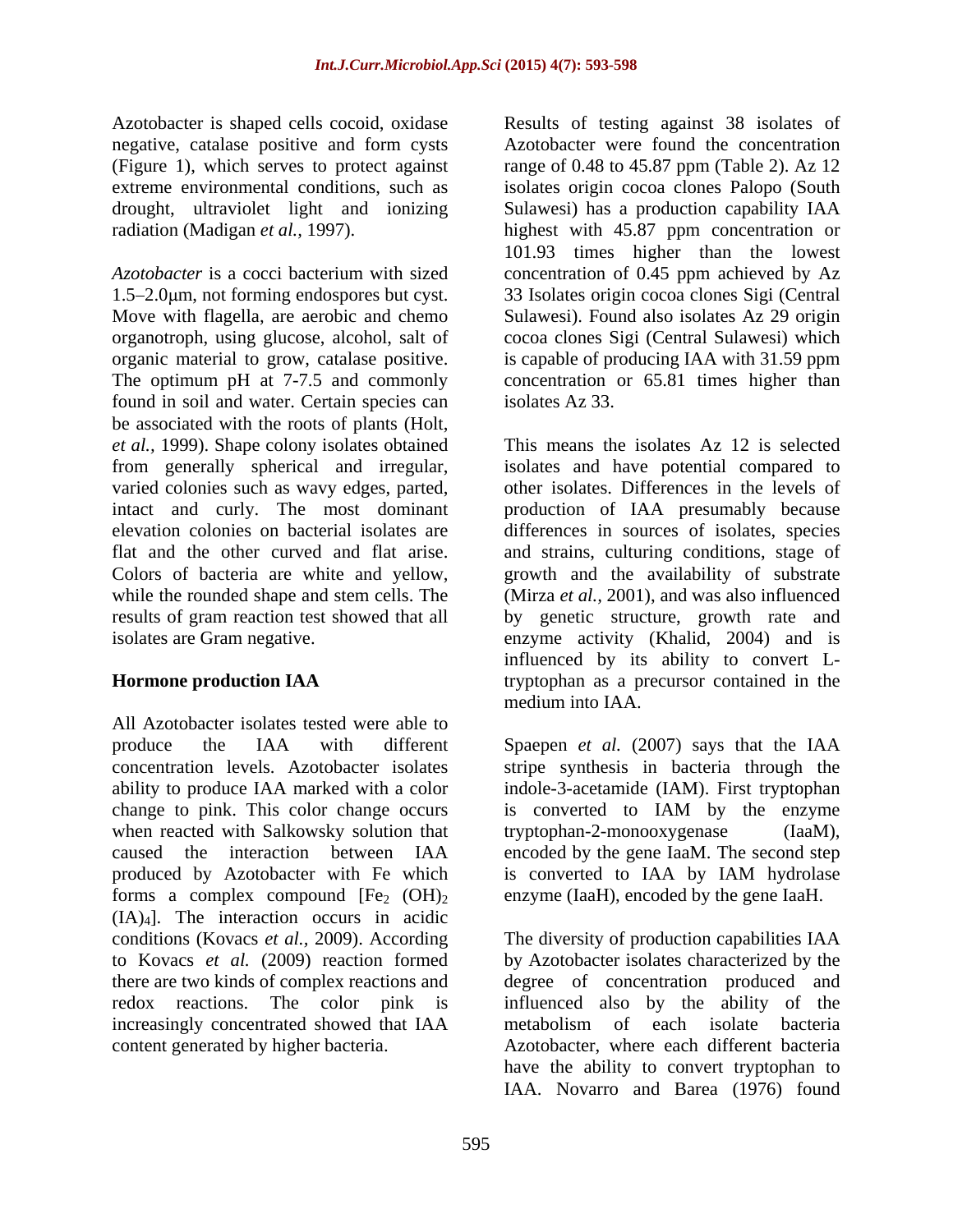Azotobacter is shaped cells cocoid, oxidase negative, catalase positive and form cysts (Figure 1), which serves to protect against extreme environmental conditions, such as drought, ultraviolet light and ionizing radiation (Madigan *et al.,* 1997).

*Azotobacter* is a cocci bacterium with sized 1.5–2.0μm, not forming endospores but cyst. Move with flagella, are aerobic and chemo organotroph, using glucose, alcohol, salt of organic material to grow, catalase positive. The optimum pH at 7-7.5 and commonly found in soil and water. Certain species can be associated with the roots of plants (Holt, *et al.,* 1999). Shape colony isolates obtained from generally spherical and irregular, varied colonies such as wavy edges, parted, intact and curly. The most dominant elevation colonies on bacterial isolates are flat and the other curved and flat arise. Colors of bacteria are white and yellow, while the rounded shape and stem cells. The results of gram reaction test showed that all isolates are Gram negative.

## Hormone production IAA

All Azotobacter isolates tested were able to produce the IAA with different concentration levels. Azotobacter isolates ability to produce IAA marked with a color change to pink. This color change occurs when reacted with Salkowsky solution that caused the interaction between IAA produced by Azotobacter with Fe which forms a complex compound $[Fe_2 (OH)_2 (IA)_4]$. The interaction occurs in acidic conditions (Kovacs *et al.,* 2009). According to Kovacs *et al.* (2009) reaction formed there are two kinds of complex reactions and redox reactions. The color pink is increasingly concentrated showed that IAA content generated by higher bacteria.

Results of testing against 38 isolates of Azotobacter were found the concentration range of 0.48 to 45.87 ppm (Table 2). Az 12 isolates origin cocoa clones Palopo (South Sulawesi) has a production capability IAA highest with 45.87 ppm concentration or 101.93 times higher than the lowest concentration of 0.45 ppm achieved by Az 33 Isolates origin cocoa clones Sigi (Central Sulawesi). Found also isolates Az 29 origin cocoa clones Sigi (Central Sulawesi) which is capable of producing IAA with 31.59 ppm concentration or 65.81 times higher than isolates Az 33.

This means the isolates Az 12 is selected isolates and have potential compared to other isolates. Differences in the levels of production of IAA presumably because differences in sources of isolates, species and strains, culturing conditions, stage of growth and the availability of substrate (Mirza *et al.,* 2001), and was also influenced by genetic structure, growth rate and enzyme activity (Khalid, 2004) and is influenced by its ability to convert L-tryptophan as a precursor contained in the medium into IAA.

Spaepen *et al.* (2007) says that the IAA stripe synthesis in bacteria through the indole-3-acetamide (IAM). First tryptophan is converted to IAM by the enzyme tryptophan-2-monooxygenase (IaaM), encoded by the gene IaaM. The second step is converted to IAA by IAM hydrolase enzyme (IaaH), encoded by the gene IaaH.

The diversity of production capabilities IAA by Azotobacter isolates characterized by the degree of concentration produced and influenced also by the ability of the metabolism of each isolate bacteria Azotobacter, where each different bacteria have the ability to convert tryptophan to IAA. Novarro and Barea (1976) found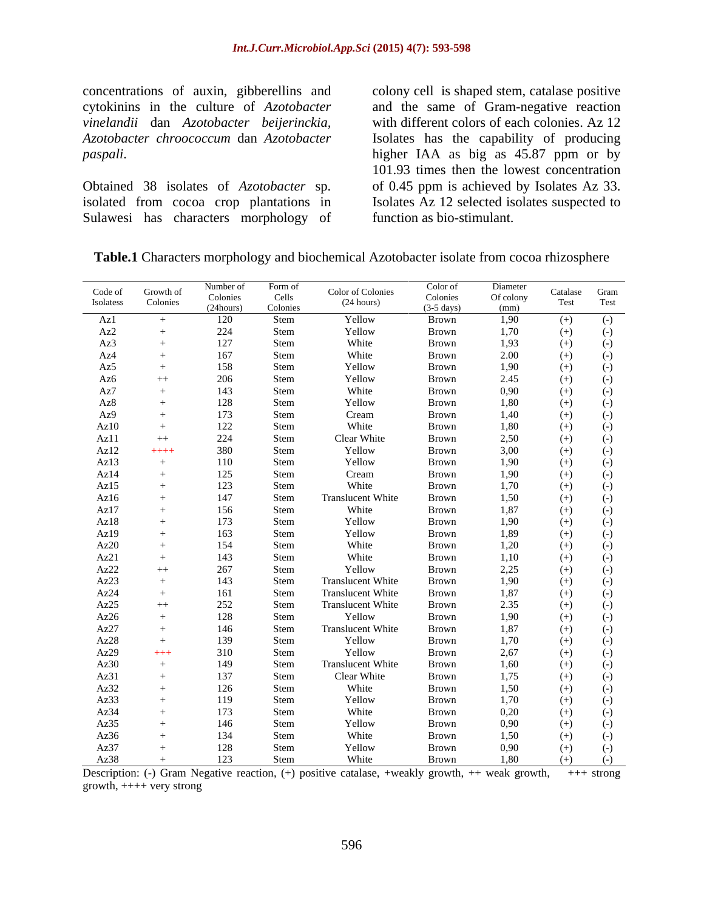concentrations of auxin, gibberellins and cytokinins in the culture of *Azotobacter vinelandii* dan *Azotobacter beijerinckia*, *Azotobacter chroococcum* dan *Azotobacter paspali*.

Obtained 38 isolates of *Azotobacter* sp. isolated from cocoa crop plantations in Sulawesi has characters morphology of colony cell is shaped stem, catalase positive and the same of Gram-negative reaction with different colors of each colonies. Az 12 Isolates has the capability of producing higher IAA as big as 45.87 ppm or by 101.93 times then the lowest concentration of 0.45 ppm is achieved by Isolates Az 33. Isolates Az 12 selected isolates suspected to function as bio-stimulant.

**Table.1** Characters morphology and biochemical Azotobacter isolate from cocoa rhizosphere

| Code of Isolatess | Growth of Colonies | Number of Colonies (24hours) | Form of Cells Colonies | Color of Colonies (24 hours) | Color of Colonies (3-5 days) | Diameter Of colony (mm) | Catalase Test | Gram Test |
|---|---|---|---|---|---|---|---|---|
| Az1 | + | 120 | Stem | Yellow | Brown | 1,90 | (+) | (-) |
| Az2 | + | 224 | Stem | Yellow | Brown | 1,70 | (+) | (-) |
| Az3 | + | 127 | Stem | White | Brown | 1,93 | (+) | (-) |
| Az4 | + | 167 | Stem | White | Brown | 2.00 | (+) | (-) |
| Az5 | + | 158 | Stem | Yellow | Brown | 1,90 | (+) | (-) |
| Az6 | ++ | 206 | Stem | Yellow | Brown | 2.45 | (+) | (-) |
| Az7 | + | 143 | Stem | White | Brown | 0,90 | (+) | (-) |
| Az8 | + | 128 | Stem | Yellow | Brown | 1,80 | (+) | (-) |
| Az9 | + | 173 | Stem | Cream | Brown | 1,40 | (+) | (-) |
| Az10 | + | 122 | Stem | White | Brown | 1,80 | (+) | (-) |
| Az11 | ++ | 224 | Stem | Clear White | Brown | 2,50 | (+) | (-) |
| Az12 | ++++ | 380 | Stem | Yellow | Brown | 3,00 | (+) | (-) |
| Az13 | + | 110 | Stem | Yellow | Brown | 1,90 | (+) | (-) |
| Az14 | + | 125 | Stem | Cream | Brown | 1,90 | (+) | (-) |
| Az15 | + | 123 | Stem | White | Brown | 1,70 | (+) | (-) |
| Az16 | + | 147 | Stem | Translucent White | Brown | 1,50 | (+) | (-) |
| Az17 | + | 156 | Stem | White | Brown | 1,87 | (+) | (-) |
| Az18 | + | 173 | Stem | Yellow | Brown | 1,90 | (+) | (-) |
| Az19 | + | 163 | Stem | Yellow | Brown | 1,89 | (+) | (-) |
| Az20 | + | 154 | Stem | White | Brown | 1,20 | (+) | (-) |
| Az21 | + | 143 | Stem | White | Brown | 1,10 | (+) | (-) |
| Az22 | ++ | 267 | Stem | Yellow | Brown | 2,25 | (+) | (-) |
| Az23 | + | 143 | Stem | Translucent White | Brown | 1,90 | (+) | (-) |
| Az24 | + | 161 | Stem | Translucent White | Brown | 1,87 | (+) | (-) |
| Az25 | ++ | 252 | Stem | Translucent White | Brown | 2.35 | (+) | (-) |
| Az26 | + | 128 | Stem | Yellow | Brown | 1,90 | (+) | (-) |
| Az27 | + | 146 | Stem | Translucent White | Brown | 1,87 | (+) | (-) |
| Az28 | + | 139 | Stem | Yellow | Brown | 1,70 | (+) | (-) |
| Az29 | +++ | 310 | Stem | Yellow | Brown | 2,67 | (+) | (-) |
| Az30 | + | 149 | Stem | Translucent White | Brown | 1,60 | (+) | (-) |
| Az31 | + | 137 | Stem | Clear White | Brown | 1,75 | (+) | (-) |
| Az32 | + | 126 | Stem | White | Brown | 1,50 | (+) | (-) |
| Az33 | + | 119 | Stem | Yellow | Brown | 1,70 | (+) | (-) |
| Az34 | + | 173 | Stem | White | Brown | 0,20 | (+) | (-) |
| Az35 | + | 146 | Stem | Yellow | Brown | 0,90 | (+) | (-) |
| Az36 | + | 134 | Stem | White | Brown | 1,50 | (+) | (-) |
| Az37 | + | 128 | Stem | Yellow | Brown | 0,90 | (+) | (-) |
| Az38 | + | 123 | Stem | White | Brown | 1,80 | (+) | (-) |

Description: (-) Gram Negative reaction, (+) positive catalase, +weakly growth, ++ weak growth, +++ strong growth, ++++ very strong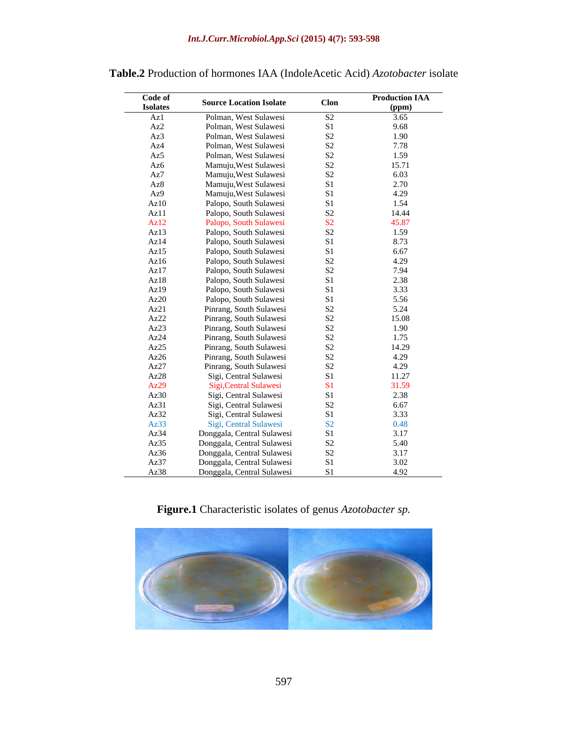**Table.2** Production of hormones IAA (IndoleAcetic Acid) *Azotobacter* isolate

| Code of Isolates | Source Location Isolate | Clon | Production IAA (ppm) |
|---|---|---|---|
| Az1 | Polman, West Sulawesi | S2 | 3.65 |
| Az2 | Polman, West Sulawesi | S1 | 9.68 |
| Az3 | Polman, West Sulawesi | S2 | 1.90 |
| Az4 | Polman, West Sulawesi | S2 | 7.78 |
| Az5 | Polman, West Sulawesi | S2 | 1.59 |
| Az6 | Mamuju,West Sulawesi | S2 | 15.71 |
| Az7 | Mamuju,West Sulawesi | S2 | 6.03 |
| Az8 | Mamuju,West Sulawesi | S1 | 2.70 |
| Az9 | Mamuju,West Sulawesi | S1 | 4.29 |
| Az10 | Palopo, South Sulawesi | S1 | 1.54 |
| Az11 | Palopo, South Sulawesi | S2 | 14.44 |
| Az12 | Palopo, South Sulawesi | S2 | 45.87 |
| Az13 | Palopo, South Sulawesi | S2 | 1.59 |
| Az14 | Palopo, South Sulawesi | S1 | 8.73 |
| Az15 | Palopo, South Sulawesi | S1 | 6.67 |
| Az16 | Palopo, South Sulawesi | S2 | 4.29 |
| Az17 | Palopo, South Sulawesi | S2 | 7.94 |
| Az18 | Palopo, South Sulawesi | S1 | 2.38 |
| Az19 | Palopo, South Sulawesi | S1 | 3.33 |
| Az20 | Palopo, South Sulawesi | S1 | 5.56 |
| Az21 | Pinrang, South Sulawesi | S2 | 5.24 |
| Az22 | Pinrang, South Sulawesi | S2 | 15.08 |
| Az23 | Pinrang, South Sulawesi | S2 | 1.90 |
| Az24 | Pinrang, South Sulawesi | S2 | 1.75 |
| Az25 | Pinrang, South Sulawesi | S2 | 14.29 |
| Az26 | Pinrang, South Sulawesi | S2 | 4.29 |
| Az27 | Pinrang, South Sulawesi | S2 | 4.29 |
| Az28 | Sigi, Central Sulawesi | S1 | 11.27 |
| Az29 | Sigi,Central Sulawesi | S1 | 31.59 |
| Az30 | Sigi, Central Sulawesi | S1 | 2.38 |
| Az31 | Sigi, Central Sulawesi | S2 | 6.67 |
| Az32 | Sigi, Central Sulawesi | S1 | 3.33 |
| Az33 | Sigi, Central Sulawesi | S2 | 0.48 |
| Az34 | Donggala, Central Sulawesi | S1 | 3.17 |
| Az35 | Donggala, Central Sulawesi | S2 | 5.40 |
| Az36 | Donggala, Central Sulawesi | S2 | 3.17 |
| Az37 | Donggala, Central Sulawesi | S1 | 3.02 |
| Az38 | Donggala, Central Sulawesi | S1 | 4.92 |

**Figure.1** Characteristic isolates of genus *Azotobacter sp.*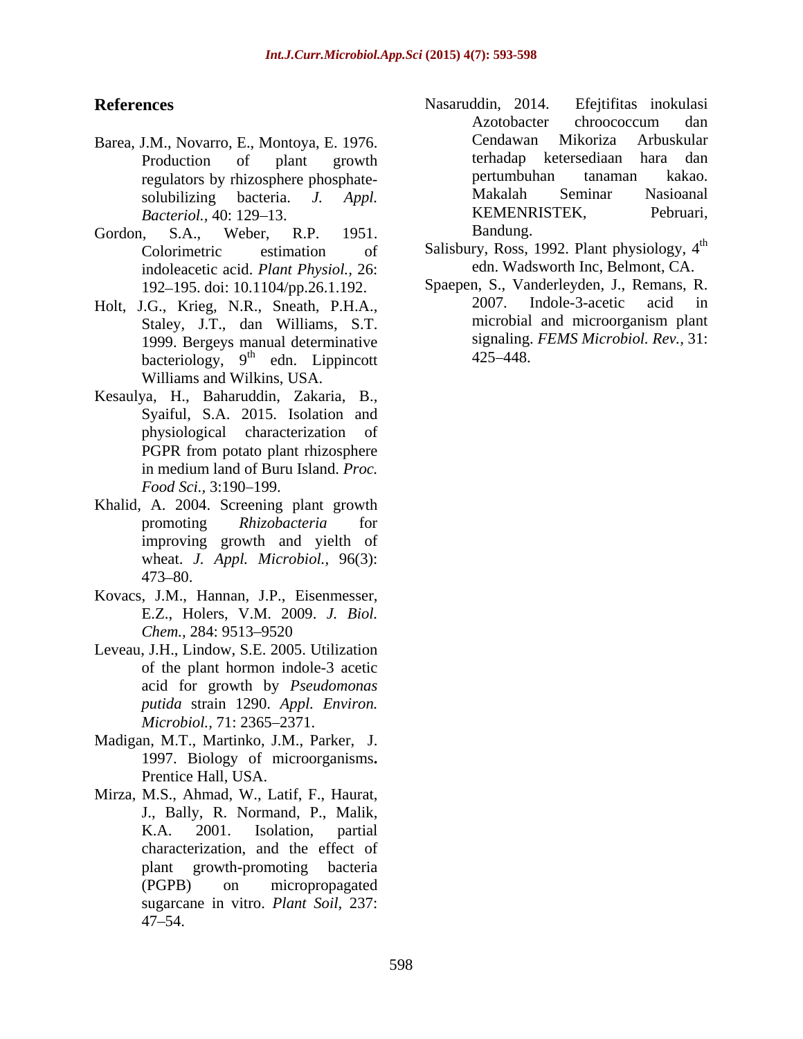## References

Barea, J.M., Novarro, E., Montoya, E. 1976. Production of plant growth regulators by rhizosphere phosphate-solubilizing bacteria. *J. Appl. Bacteriol.,* 40: 129–13.

Gordon, S.A., Weber, R.P. 1951. Colorimetric estimation of indoleacetic acid. *Plant Physiol.,* 26: 192–195. doi: 10.1104/pp.26.1.192.

Holt, J.G., Krieg, N.R., Sneath, P.H.A., Staley, J.T., dan Williams, S.T. 1999. Bergeys manual determinative bacteriology, 9th edn. Lippincott Williams and Wilkins, USA.

Kesaulya, H., Baharuddin, Zakaria, B., Syaiful, S.A. 2015. Isolation and physiological characterization of PGPR from potato plant rhizosphere in medium land of Buru Island. *Proc. Food Sci.,* 3:190–199.

Khalid, A. 2004. Screening plant growth promoting *Rhizobacteria* for improving growth and yielth of wheat. *J. Appl. Microbiol.,* 96(3): 473–80.

Kovacs, J.M., Hannan, J.P., Eisenmesser, E.Z., Holers, V.M. 2009. *J. Biol. Chem.,* 284: 9513–9520

Leveau, J.H., Lindow, S.E. 2005. Utilization of the plant hormon indole-3 acetic acid for growth by *Pseudomonas putida* strain 1290. *Appl. Environ. Microbiol.,* 71: 2365–2371.

Madigan, M.T., Martinko, J.M., Parker, J. 1997. Biology of microorganisms**.** Prentice Hall, USA.

Mirza, M.S., Ahmad, W., Latif, F., Haurat, J., Bally, R. Normand, P., Malik, K.A. 2001. Isolation, partial characterization, and the effect of plant growth-promoting bacteria (PGPB) on micropropagated sugarcane in vitro. *Plant Soil*, 237: 47–54.

Nasaruddin, 2014. Efejtifitas inokulasi Azotobacter chroococcum dan Cendawan Mikoriza Arbuskular terhadap ketersediaan hara dan pertumbuhan tanaman kakao. Makalah Seminar Nasioanal KEMENRISTEK, Pebruari, Bandung.

Salisbury, Ross, 1992. Plant physiology, 4th edn. Wadsworth Inc, Belmont, CA.

Spaepen, S., Vanderleyden, J., Remans, R. 2007. Indole-3-acetic acid in microbial and microorganism plant signaling. *FEMS Microbiol. Rev.,* 31: 425–448.